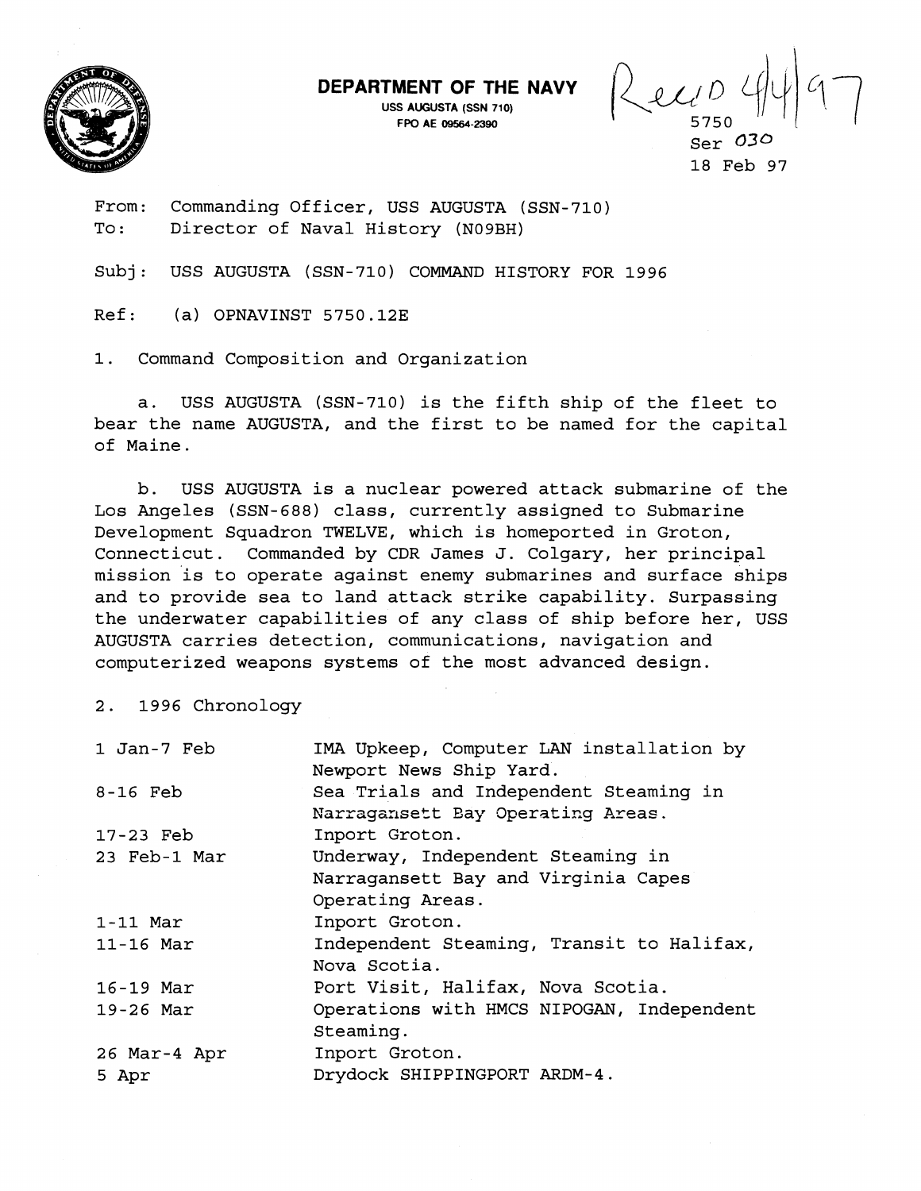**DEPARTMENT OF THE NAVY**
USS AUGUSTA (SSN 710)
FPO AE 09564-2390

Rec'd 4/4/97

5750
Ser 030
18 Feb 97

From: Commanding Officer, USS AUGUSTA (SSN-710)
To: Director of Naval History (N09BH)

Subj: USS AUGUSTA (SSN-710) COMMAND HISTORY FOR 1996

Ref: (a) OPNAVINST 5750.12E

1. Command Composition and Organization

a. USS AUGUSTA (SSN-710) is the fifth ship of the fleet to bear the name AUGUSTA, and the first to be named for the capital of Maine.

b. USS AUGUSTA is a nuclear powered attack submarine of the Los Angeles (SSN-688) class, currently assigned to Submarine Development Squadron TWELVE, which is homeported in Groton, Connecticut. Commanded by CDR James J. Colgary, her principal mission is to operate against enemy submarines and surface ships and to provide sea to land attack strike capability. Surpassing the underwater capabilities of any class of ship before her, USS AUGUSTA carries detection, communications, navigation and computerized weapons systems of the most advanced design.

2. 1996 Chronology

| | |
|---|---|
| 1 Jan-7 Feb | IMA Upkeep, Computer LAN installation by Newport News Ship Yard. |
| 8-16 Feb | Sea Trials and Independent Steaming in Narragansett Bay Operating Areas. |
| 17-23 Feb | Inport Groton. |
| 23 Feb-1 Mar | Underway, Independent Steaming in Narragansett Bay and Virginia Capes Operating Areas. |
| 1-11 Mar | Inport Groton. |
| 11-16 Mar | Independent Steaming, Transit to Halifax, Nova Scotia. |
| 16-19 Mar | Port Visit, Halifax, Nova Scotia. |
| 19-26 Mar | Operations with HMCS NIPOGAN, Independent Steaming. |
| 26 Mar-4 Apr | Inport Groton. |
| 5 Apr | Drydock SHIPPINGPORT ARDM-4. |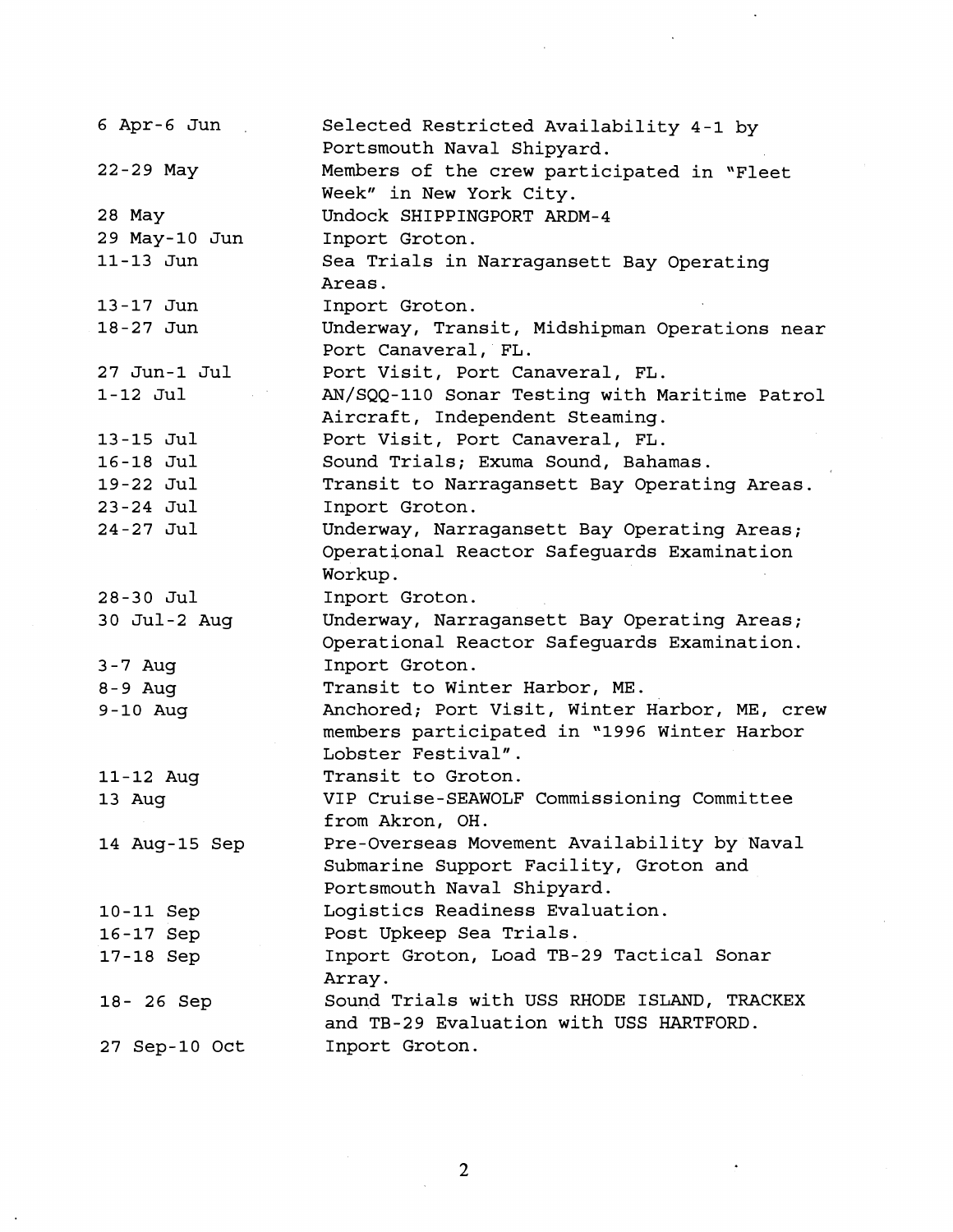| | |
|---|---|
| 6 Apr-6 Jun | Selected Restricted Availability 4-1 by Portsmouth Naval Shipyard. |
| 22-29 May | Members of the crew participated in "Fleet Week" in New York City. |
| 28 May | Undock SHIPPINGPORT ARDM-4 |
| 29 May-10 Jun | Inport Groton. |
| 11-13 Jun | Sea Trials in Narragansett Bay Operating Areas. |
| 13-17 Jun | Inport Groton. |
| 18-27 Jun | Underway, Transit, Midshipman Operations near Port Canaveral, FL. |
| 27 Jun-1 Jul | Port Visit, Port Canaveral, FL. |
| 1-12 Jul | AN/SQQ-110 Sonar Testing with Maritime Patrol Aircraft, Independent Steaming. |
| 13-15 Jul | Port Visit, Port Canaveral, FL. |
| 16-18 Jul | Sound Trials; Exuma Sound, Bahamas. |
| 19-22 Jul | Transit to Narragansett Bay Operating Areas. |
| 23-24 Jul | Inport Groton. |
| 24-27 Jul | Underway, Narragansett Bay Operating Areas; Operational Reactor Safeguards Examination Workup. |
| 28-30 Jul | Inport Groton. |
| 30 Jul-2 Aug | Underway, Narragansett Bay Operating Areas; Operational Reactor Safeguards Examination. |
| 3-7 Aug | Inport Groton. |
| 8-9 Aug | Transit to Winter Harbor, ME. |
| 9-10 Aug | Anchored; Port Visit, Winter Harbor, ME, crew members participated in "1996 Winter Harbor Lobster Festival". |
| 11-12 Aug | Transit to Groton. |
| 13 Aug | VIP Cruise-SEAWOLF Commissioning Committee from Akron, OH. |
| 14 Aug-15 Sep | Pre-Overseas Movement Availability by Naval Submarine Support Facility, Groton and Portsmouth Naval Shipyard. |
| 10-11 Sep | Logistics Readiness Evaluation. |
| 16-17 Sep | Post Upkeep Sea Trials. |
| 17-18 Sep | Inport Groton, Load TB-29 Tactical Sonar Array. |
| 18- 26 Sep | Sound Trials with USS RHODE ISLAND, TRACKEX and TB-29 Evaluation with USS HARTFORD. |
| 27 Sep-10 Oct | Inport Groton. |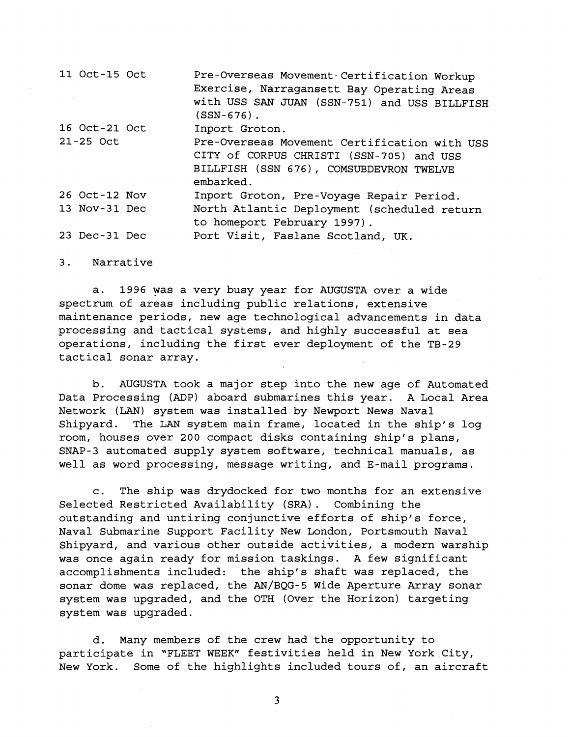| | |
|---|---|
| 11 Oct-15 Oct | Pre-Overseas Movement Certification Workup Exercise, Narragansett Bay Operating Areas with USS SAN JUAN (SSN-751) and USS BILLFISH (SSN-676). |
| 16 Oct-21 Oct | Inport Groton. |
| 21-25 Oct | Pre-Overseas Movement Certification with USS CITY of CORPUS CHRISTI (SSN-705) and USS BILLFISH (SSN 676), COMSUBDEVRON TWELVE embarked. |
| 26 Oct-12 Nov | Inport Groton, Pre-Voyage Repair Period. |
| 13 Nov-31 Dec | North Atlantic Deployment (scheduled return to homeport February 1997). |
| 23 Dec-31 Dec | Port Visit, Faslane Scotland, UK. |

3. Narrative

a. 1996 was a very busy year for AUGUSTA over a wide spectrum of areas including public relations, extensive maintenance periods, new age technological advancements in data processing and tactical systems, and highly successful at sea operations, including the first ever deployment of the TB-29 tactical sonar array.

b. AUGUSTA took a major step into the new age of Automated Data Processing (ADP) aboard submarines this year. A Local Area Network (LAN) system was installed by Newport News Naval Shipyard. The LAN system main frame, located in the ship's log room, houses over 200 compact disks containing ship's plans, SNAP-3 automated supply system software, technical manuals, as well as word processing, message writing, and E-mail programs.

c. The ship was drydocked for two months for an extensive Selected Restricted Availability (SRA). Combining the outstanding and untiring conjunctive efforts of ship's force, Naval Submarine Support Facility New London, Portsmouth Naval Shipyard, and various other outside activities, a modern warship was once again ready for mission taskings. A few significant accomplishments included: the ship's shaft was replaced, the sonar dome was replaced, the AN/BQG-5 Wide Aperture Array sonar system was upgraded, and the OTH (Over the Horizon) targeting system was upgraded.

d. Many members of the crew had the opportunity to participate in "FLEET WEEK" festivities held in New York City, New York. Some of the highlights included tours of, an aircraft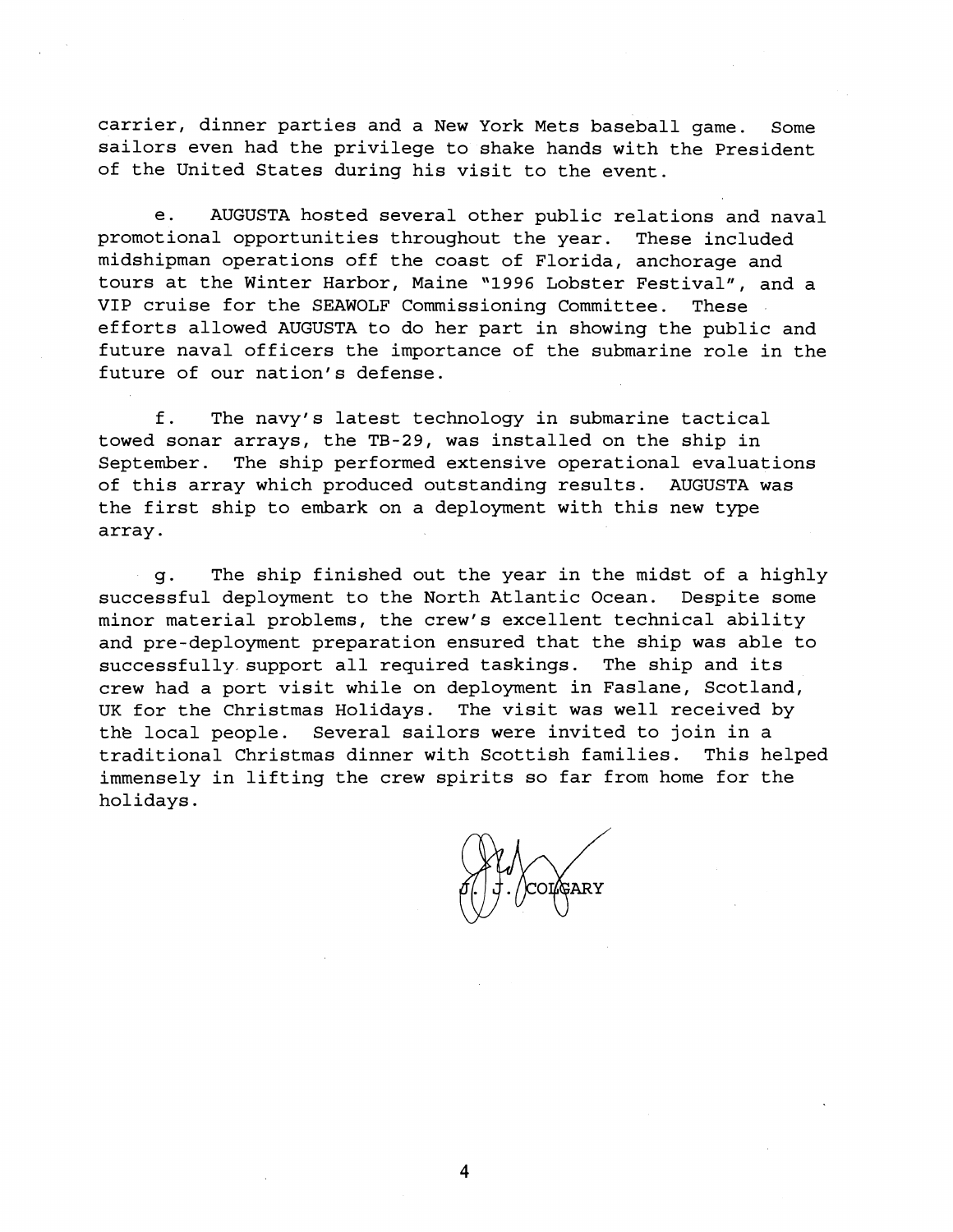carrier, dinner parties and a New York Mets baseball game. Some sailors even had the privilege to shake hands with the President of the United States during his visit to the event.

e. AUGUSTA hosted several other public relations and naval promotional opportunities throughout the year. These included midshipman operations off the coast of Florida, anchorage and tours at the Winter Harbor, Maine "1996 Lobster Festival", and a VIP cruise for the SEAWOLF Commissioning Committee. These efforts allowed AUGUSTA to do her part in showing the public and future naval officers the importance of the submarine role in the future of our nation's defense.

f. The navy's latest technology in submarine tactical towed sonar arrays, the TB-29, was installed on the ship in September. The ship performed extensive operational evaluations of this array which produced outstanding results. AUGUSTA was the first ship to embark on a deployment with this new type array.

g. The ship finished out the year in the midst of a highly successful deployment to the North Atlantic Ocean. Despite some minor material problems, the crew's excellent technical ability and pre-deployment preparation ensured that the ship was able to successfully support all required taskings. The ship and its crew had a port visit while on deployment in Faslane, Scotland, UK for the Christmas Holidays. The visit was well received by the local people. Several sailors were invited to join in a traditional Christmas dinner with Scottish families. This helped immensely in lifting the crew spirits so far from home for the holidays.

J. J. COLGARY